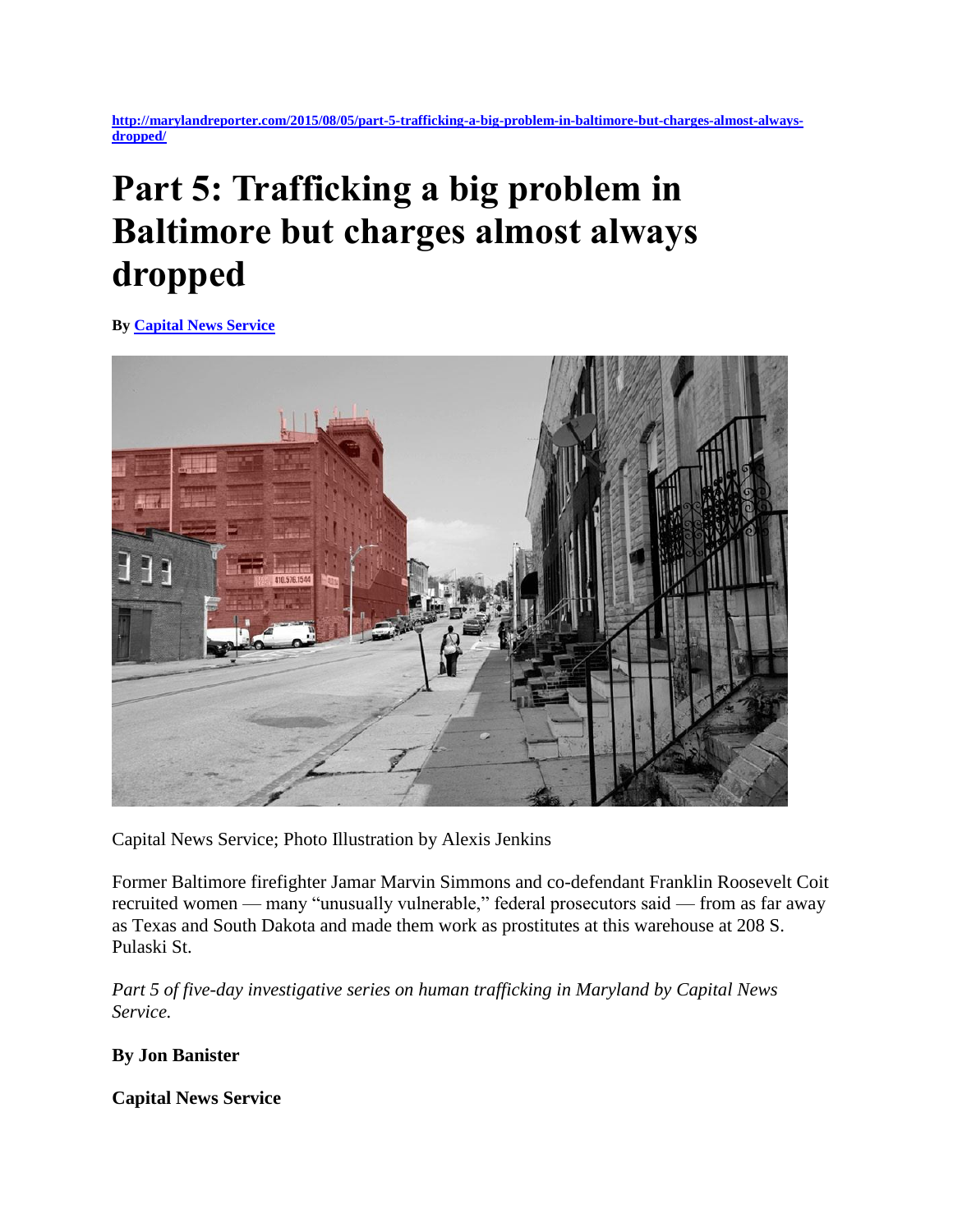http://marylandreporter.com/2015/08/05/part-5-trafficking-a-big-problem-in-baltimore-but-charges-almost-always-dropped/

# Part 5: Trafficking a big problem in Baltimore but charges almost always dropped

**By Capital News Service**

Capital News Service; Photo Illustration by Alexis Jenkins

Former Baltimore firefighter Jamar Marvin Simmons and co-defendant Franklin Roosevelt Coit recruited women — many "unusually vulnerable," federal prosecutors said — from as far away as Texas and South Dakota and made them work as prostitutes at this warehouse at 208 S. Pulaski St.

*Part 5 of five-day investigative series on human trafficking in Maryland by Capital News Service.*

**By Jon Banister**

**Capital News Service**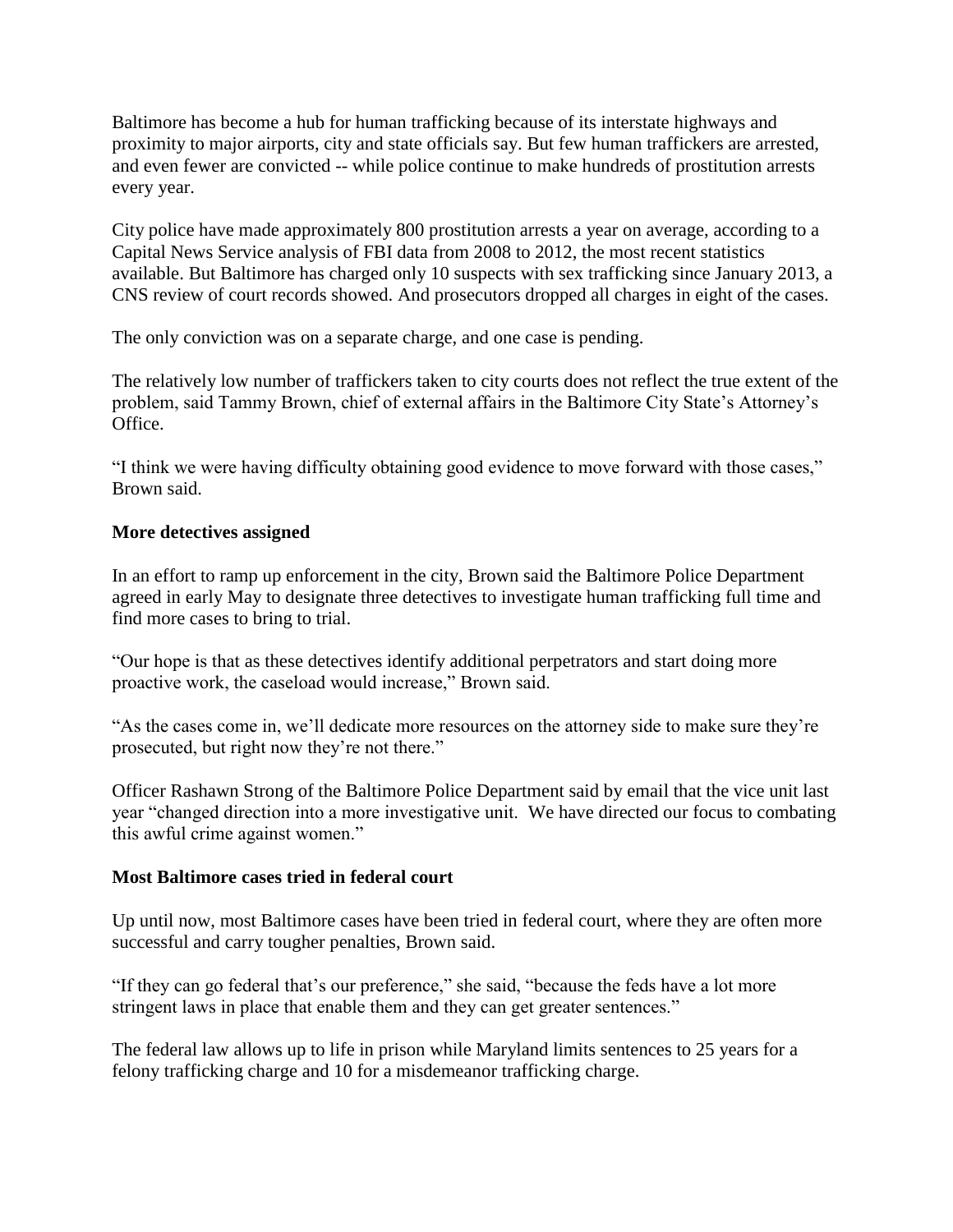Baltimore has become a hub for human trafficking because of its interstate highways and proximity to major airports, city and state officials say. But few human traffickers are arrested, and even fewer are convicted -- while police continue to make hundreds of prostitution arrests every year.

City police have made approximately 800 prostitution arrests a year on average, according to a Capital News Service analysis of FBI data from 2008 to 2012, the most recent statistics available. But Baltimore has charged only 10 suspects with sex trafficking since January 2013, a CNS review of court records showed. And prosecutors dropped all charges in eight of the cases.

The only conviction was on a separate charge, and one case is pending.

The relatively low number of traffickers taken to city courts does not reflect the true extent of the problem, said Tammy Brown, chief of external affairs in the Baltimore City State's Attorney's Office.

"I think we were having difficulty obtaining good evidence to move forward with those cases," Brown said.

**More detectives assigned**

In an effort to ramp up enforcement in the city, Brown said the Baltimore Police Department agreed in early May to designate three detectives to investigate human trafficking full time and find more cases to bring to trial.

"Our hope is that as these detectives identify additional perpetrators and start doing more proactive work, the caseload would increase," Brown said.

"As the cases come in, we'll dedicate more resources on the attorney side to make sure they're prosecuted, but right now they're not there."

Officer Rashawn Strong of the Baltimore Police Department said by email that the vice unit last year "changed direction into a more investigative unit. We have directed our focus to combating this awful crime against women."

**Most Baltimore cases tried in federal court**

Up until now, most Baltimore cases have been tried in federal court, where they are often more successful and carry tougher penalties, Brown said.

"If they can go federal that's our preference," she said, "because the feds have a lot more stringent laws in place that enable them and they can get greater sentences."

The federal law allows up to life in prison while Maryland limits sentences to 25 years for a felony trafficking charge and 10 for a misdemeanor trafficking charge.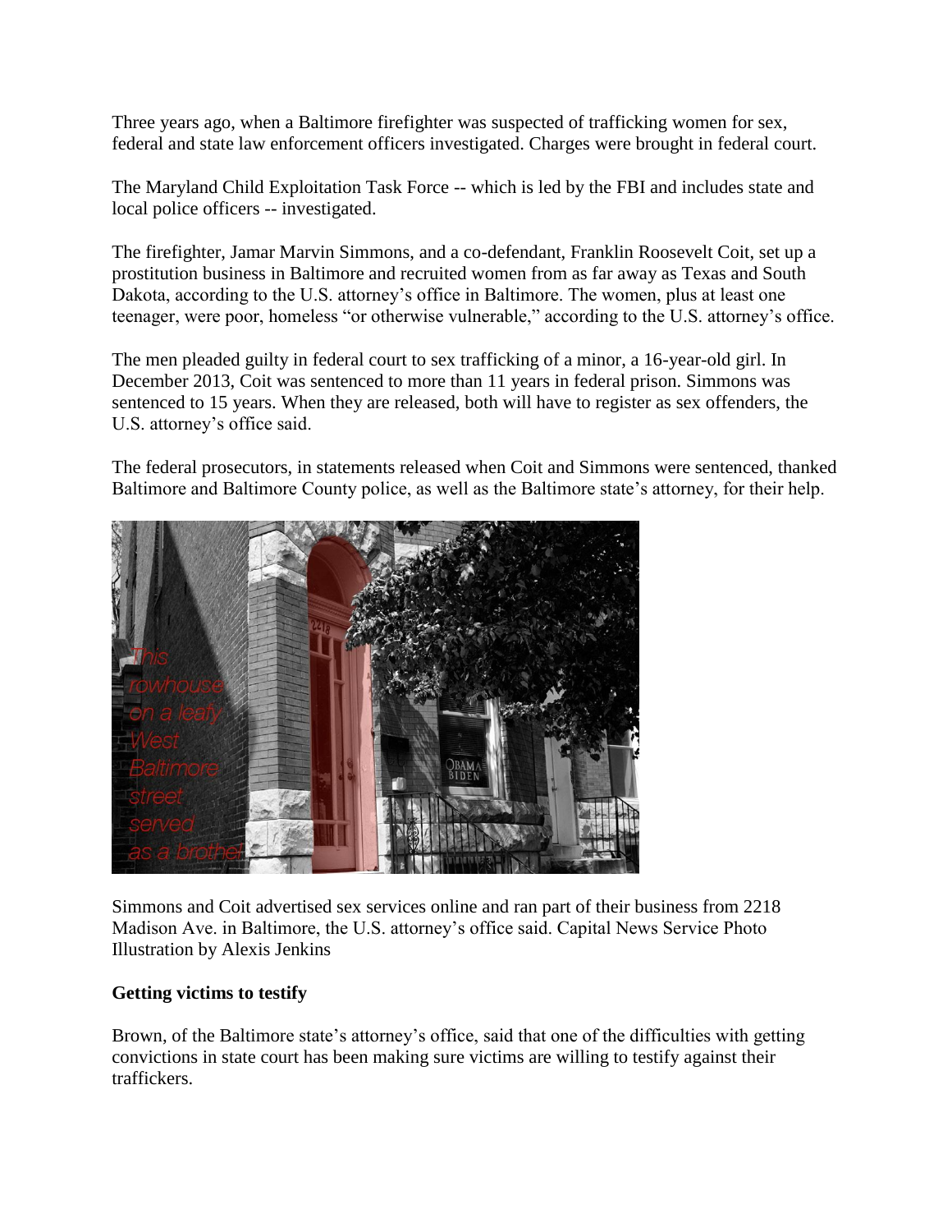Three years ago, when a Baltimore firefighter was suspected of trafficking women for sex, federal and state law enforcement officers investigated. Charges were brought in federal court.

The Maryland Child Exploitation Task Force -- which is led by the FBI and includes state and local police officers -- investigated.

The firefighter, Jamar Marvin Simmons, and a co-defendant, Franklin Roosevelt Coit, set up a prostitution business in Baltimore and recruited women from as far away as Texas and South Dakota, according to the U.S. attorney's office in Baltimore. The women, plus at least one teenager, were poor, homeless "or otherwise vulnerable," according to the U.S. attorney's office.

The men pleaded guilty in federal court to sex trafficking of a minor, a 16-year-old girl. In December 2013, Coit was sentenced to more than 11 years in federal prison. Simmons was sentenced to 15 years. When they are released, both will have to register as sex offenders, the U.S. attorney's office said.

The federal prosecutors, in statements released when Coit and Simmons were sentenced, thanked Baltimore and Baltimore County police, as well as the Baltimore state's attorney, for their help.

Simmons and Coit advertised sex services online and ran part of their business from 2218 Madison Ave. in Baltimore, the U.S. attorney's office said. Capital News Service Photo Illustration by Alexis Jenkins

**Getting victims to testify**

Brown, of the Baltimore state's attorney's office, said that one of the difficulties with getting convictions in state court has been making sure victims are willing to testify against their traffickers.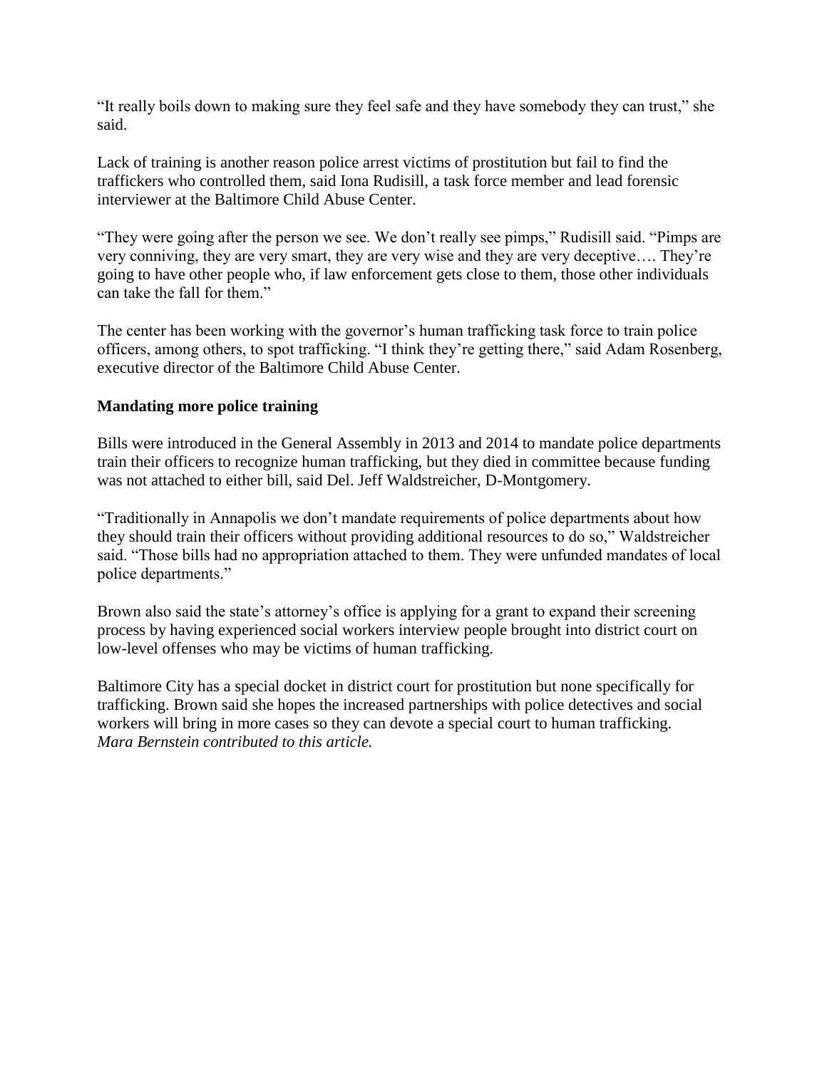"It really boils down to making sure they feel safe and they have somebody they can trust," she said.

Lack of training is another reason police arrest victims of prostitution but fail to find the traffickers who controlled them, said Iona Rudisill, a task force member and lead forensic interviewer at the Baltimore Child Abuse Center.

"They were going after the person we see. We don't really see pimps," Rudisill said. "Pimps are very conniving, they are very smart, they are very wise and they are very deceptive…. They're going to have other people who, if law enforcement gets close to them, those other individuals can take the fall for them."

The center has been working with the governor's human trafficking task force to train police officers, among others, to spot trafficking. "I think they're getting there," said Adam Rosenberg, executive director of the Baltimore Child Abuse Center.

**Mandating more police training**

Bills were introduced in the General Assembly in 2013 and 2014 to mandate police departments train their officers to recognize human trafficking, but they died in committee because funding was not attached to either bill, said Del. Jeff Waldstreicher, D-Montgomery.

"Traditionally in Annapolis we don't mandate requirements of police departments about how they should train their officers without providing additional resources to do so," Waldstreicher said. "Those bills had no appropriation attached to them. They were unfunded mandates of local police departments."

Brown also said the state's attorney's office is applying for a grant to expand their screening process by having experienced social workers interview people brought into district court on low-level offenses who may be victims of human trafficking.

Baltimore City has a special docket in district court for prostitution but none specifically for trafficking. Brown said she hopes the increased partnerships with police detectives and social workers will bring in more cases so they can devote a special court to human trafficking.
*Mara Bernstein contributed to this article.*